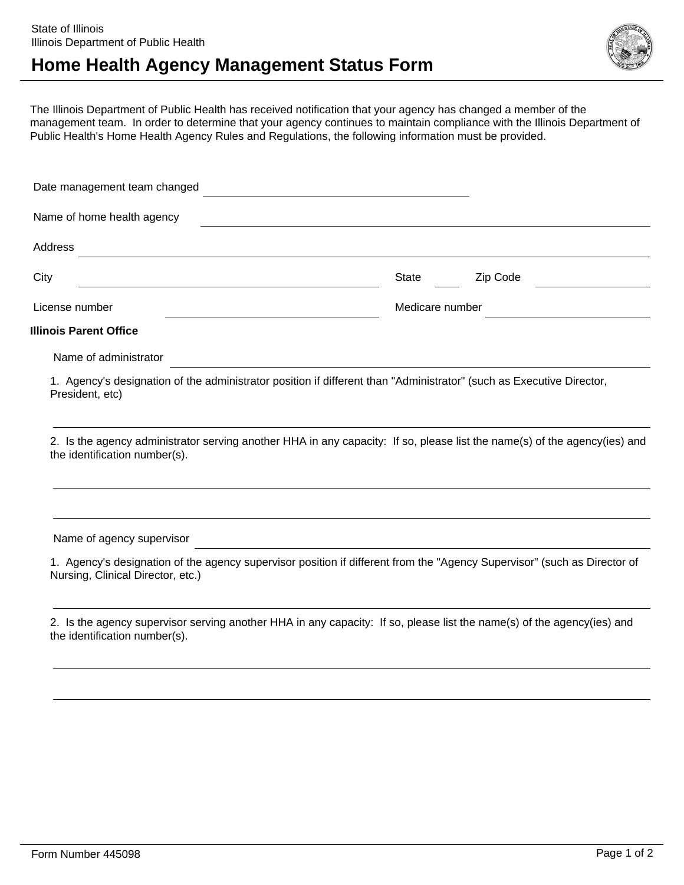State of Illinois
Illinois Department of Public Health

# Home Health Agency Management Status Form

The Illinois Department of Public Health has received notification that your agency has changed a member of the management team. In order to determine that your agency continues to maintain compliance with the Illinois Department of Public Health's Home Health Agency Rules and Regulations, the following information must be provided.

Date management team changed ______________________________

Name of home health agency ______________________________

Address ______________________________

City ______________________________ State ____ Zip Code ______________

License number ______________________ Medicare number ______________________

**Illinois Parent Office**

Name of administrator ______________________________

1. Agency's designation of the administrator position if different than "Administrator" (such as Executive Director, President, etc)

______________________________

2. Is the agency administrator serving another HHA in any capacity: If so, please list the name(s) of the agency(ies) and the identification number(s).

______________________________

______________________________

Name of agency supervisor ______________________________

1. Agency's designation of the agency supervisor position if different from the "Agency Supervisor" (such as Director of Nursing, Clinical Director, etc.)

______________________________

2. Is the agency supervisor serving another HHA in any capacity: If so, please list the name(s) of the agency(ies) and the identification number(s).

______________________________

______________________________

Form Number 445098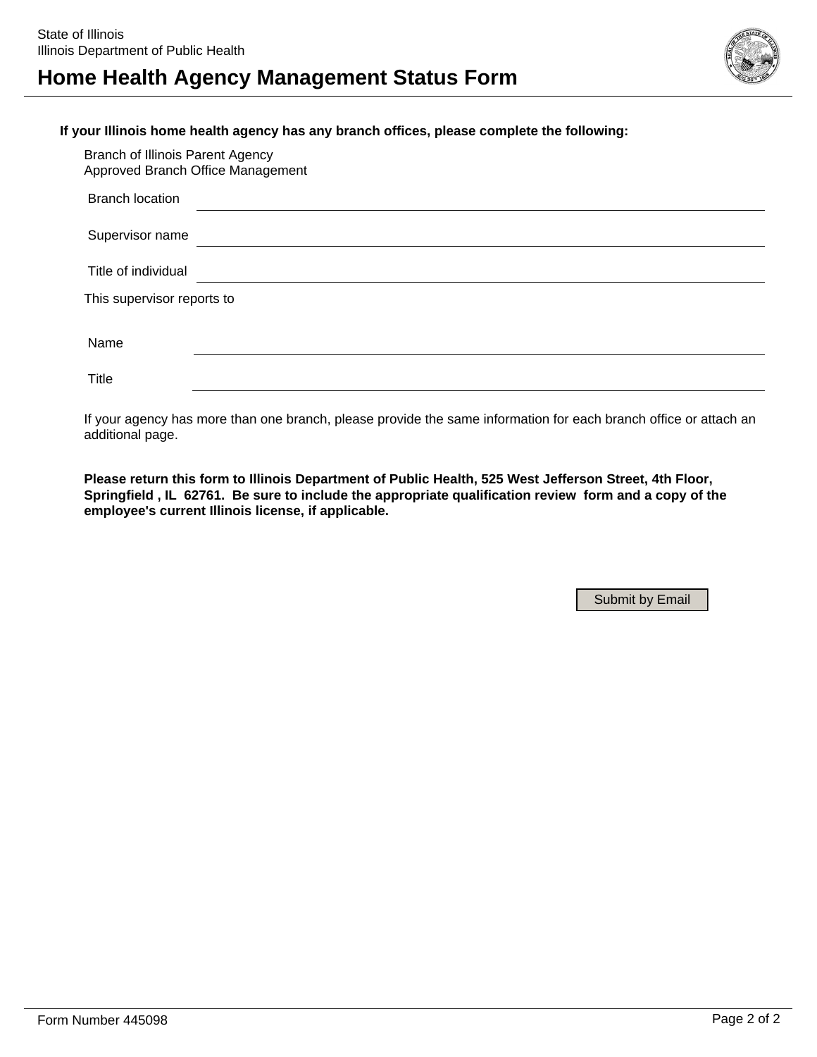State of Illinois
Illinois Department of Public Health

# Home Health Agency Management Status Form

**If your Illinois home health agency has any branch offices, please complete the following:**

Branch of Illinois Parent Agency
Approved Branch Office Management

Branch location ______________________________

Supervisor name ______________________________

Title of individual ______________________________

This supervisor reports to

Name ______________________________

Title ______________________________

If your agency has more than one branch, please provide the same information for each branch office or attach an additional page.

**Please return this form to Illinois Department of Public Health, 525 West Jefferson Street, 4th Floor, Springfield , IL 62761. Be sure to include the appropriate qualification review form and a copy of the employee's current Illinois license, if applicable.**

Submit by Email

Form Number 445098